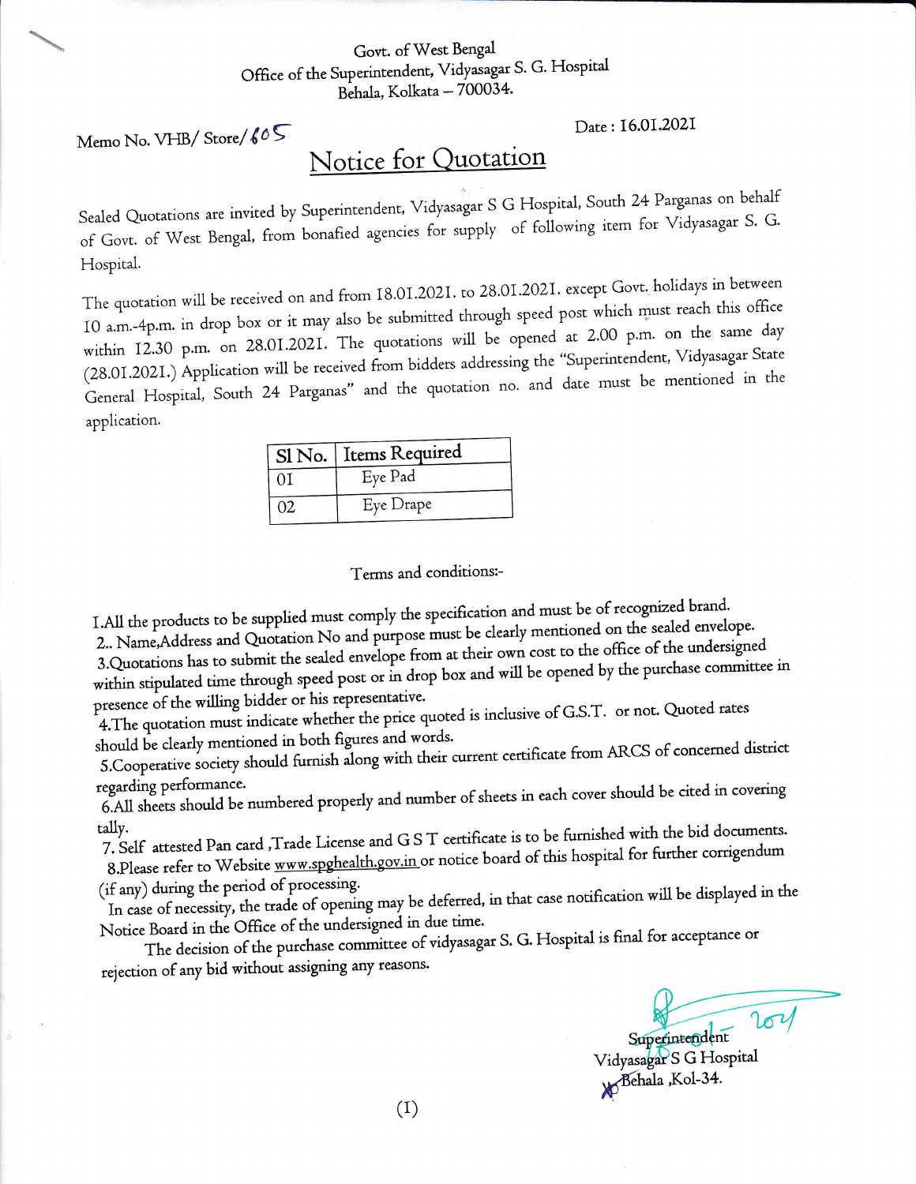Govt. of West Bengal
Office of the Superintendent, Vidyasagar S. G. Hospital
Behala, Kolkata – 700034.

Memo No. VHB/ Store/ 605

Date : 16.01.2021

# Notice for Quotation

Sealed Quotations are invited by Superintendent, Vidyasagar S G Hospital, South 24 Parganas on behalf of Govt. of West Bengal, from bonafied agencies for supply of following item for Vidyasagar S. G. Hospital.

The quotation will be received on and from 18.01.2021. to 28.01.2021. except Govt. holidays in between 10 a.m.-4p.m. in drop box or it may also be submitted through speed post which must reach this office within 12.30 p.m. on 28.01.2021. The quotations will be opened at 2.00 p.m. on the same day (28.01.2021.) Application will be received from bidders addressing the "Superintendent, Vidyasagar State General Hospital, South 24 Parganas" and the quotation no. and date must be mentioned in the application.

| Sl No. | Items Required |
|---|---|
| 01 | Eye Pad |
| 02 | Eye Drape |

Terms and conditions:-

1.All the products to be supplied must comply the specification and must be of recognized brand.

2.. Name,Address and Quotation No and purpose must be clearly mentioned on the sealed envelope.

3.Quotations has to submit the sealed envelope from at their own cost to the office of the undersigned within stipulated time through speed post or in drop box and will be opened by the purchase committee in presence of the willing bidder or his representative.

4.The quotation must indicate whether the price quoted is inclusive of G.S.T. or not. Quoted rates should be clearly mentioned in both figures and words.

5.Cooperative society should furnish along with their current certificate from ARCS of concerned district regarding performance.

6.All sheets should be numbered properly and number of sheets in each cover should be cited in covering tally.

7. Self attested Pan card ,Trade License and G S T certificate is to be furnished with the bid documents.

8.Please refer to Website www.spghealth.gov.in or notice board of this hospital for further corrigendum (if any) during the period of processing.

In case of necessity, the trade of opening may be deferred, in that case notification will be displayed in the Notice Board in the Office of the undersigned in due time.

The decision of the purchase committee of vidyasagar S. G. Hospital is final for acceptance or rejection of any bid without assigning any reasons.

Superintendent
Vidyasagar S G Hospital
Behala ,Kol-34.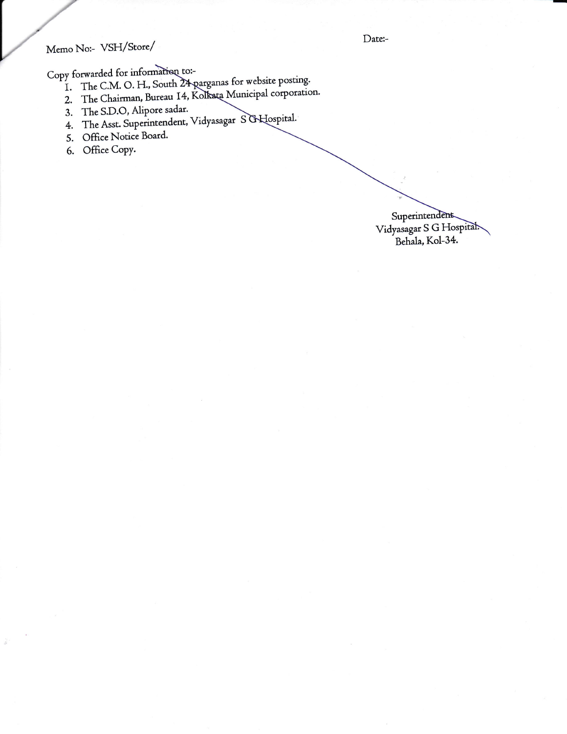Memo No:- VSH/Store/

Date:-

Copy forwarded for information to:-

1. The C.M. O. H., South 24 parganas for website posting.
2. The Chairman, Bureau 14, Kolkata Municipal corporation.
3. The S.D.O, Alipore sadar.
4. The Asst. Superintendent, Vidyasagar S G Hospital.
5. Office Notice Board.
6. Office Copy.

Superintendent
Vidyasagar S G Hospital.
Behala, Kol-34.